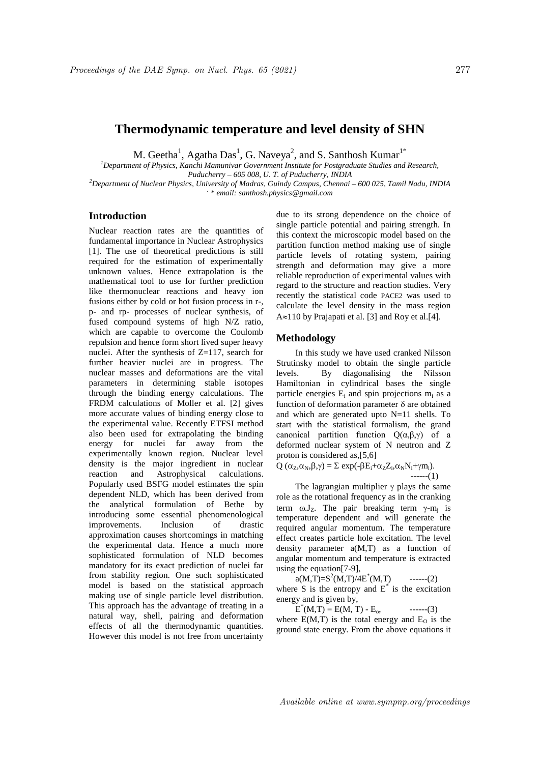# Thermodynamic temperature and level density of SHN

M. Geetha[1], Agatha Das[1], G. Naveya[2], and S. Santhosh Kumar[1*]

[1]*Department of Physics, Kanchi Mamunivar Government Institute for Postgraduate Studies and Research, Puducherry – 605 008, U. T. of Puducherry, INDIA*
[2]*Department of Nuclear Physics, University of Madras, Guindy Campus, Chennai – 600 025, Tamil Nadu, INDIA*
*\* email: santhosh.physics@gmail.com*

## Introduction

Nuclear reaction rates are the quantities of fundamental importance in Nuclear Astrophysics [1]. The use of theoretical predictions is still required for the estimation of experimentally unknown values. Hence extrapolation is the mathematical tool to use for further prediction like thermonuclear reactions and heavy ion fusions either by cold or hot fusion process in r-, p- and rp- processes of nuclear synthesis, of fused compound systems of high N/Z ratio, which are capable to overcome the Coulomb repulsion and hence form short lived super heavy nuclei. After the synthesis of Z=117, search for further heavier nuclei are in progress. The nuclear masses and deformations are the vital parameters in determining stable isotopes through the binding energy calculations. The FRDM calculations of Moller et al. [2] gives more accurate values of binding energy close to the experimental value. Recently ETFSI method also been used for extrapolating the binding energy for nuclei far away from the experimentally known region. Nuclear level density is the major ingredient in nuclear reaction and Astrophysical calculations. Popularly used BSFG model estimates the spin dependent NLD, which has been derived from the analytical formulation of Bethe by introducing some essential phenomenological improvements. Inclusion of drastic approximation causes shortcomings in matching the experimental data. Hence a much more sophisticated formulation of NLD becomes mandatory for its exact prediction of nuclei far from stability region. One such sophisticated model is based on the statistical approach making use of single particle level distribution. This approach has the advantage of treating in a natural way, shell, pairing and deformation effects of all the thermodynamic quantities. However this model is not free from uncertainty due to its strong dependence on the choice of single particle potential and pairing strength. In this context the microscopic model based on the partition function method making use of single particle levels of rotating system, pairing strength and deformation may give a more reliable reproduction of experimental values with regard to the structure and reaction studies. Very recently the statistical code PACE2 was used to calculate the level density in the mass region A≈110 by Prajapati et al. [3] and Roy et al.[4].

## Methodology

In this study we have used cranked Nilsson Strutinsky model to obtain the single particle levels. By diagonalising the Nilsson Hamiltonian in cylindrical bases the single particle energies $E_i$ and spin projections $m_i$ as a function of deformation parameter $\delta$ are obtained and which are generated upto N=11 shells. To start with the statistical formalism, the grand canonical partition function $Q(\alpha,\beta,\gamma)$ of a deformed nuclear system of N neutron and Z proton is considered as,[5,6]

$$Q(\alpha_Z,\alpha_N,\beta,\gamma) = \Sigma \exp(-\beta E_i+\alpha_Z Z_i,\alpha_N N_i+\gamma m_i). \qquad \text{------(1)}$$

The lagrangian multiplier $\gamma$ plays the same role as the rotational frequency as in the cranking term $\omega.J_Z$. The pair breaking term $\gamma$-$m_j$ is temperature dependent and will generate the required angular momentum. The temperature effect creates particle hole excitation. The level density parameter a(M,T) as a function of angular momentum and temperature is extracted using the equation[7-9],

$$a(M,T)=S^2(M,T)/4E^*(M,T) \qquad \text{------(2)}$$

where S is the entropy and $E^*$ is the excitation energy and is given by,

$$E^*(M,T) = E(M,T) - E_o, \qquad \text{------(3)}$$

where E(M,T) is the total energy and $E_O$ is the ground state energy. From the above equations it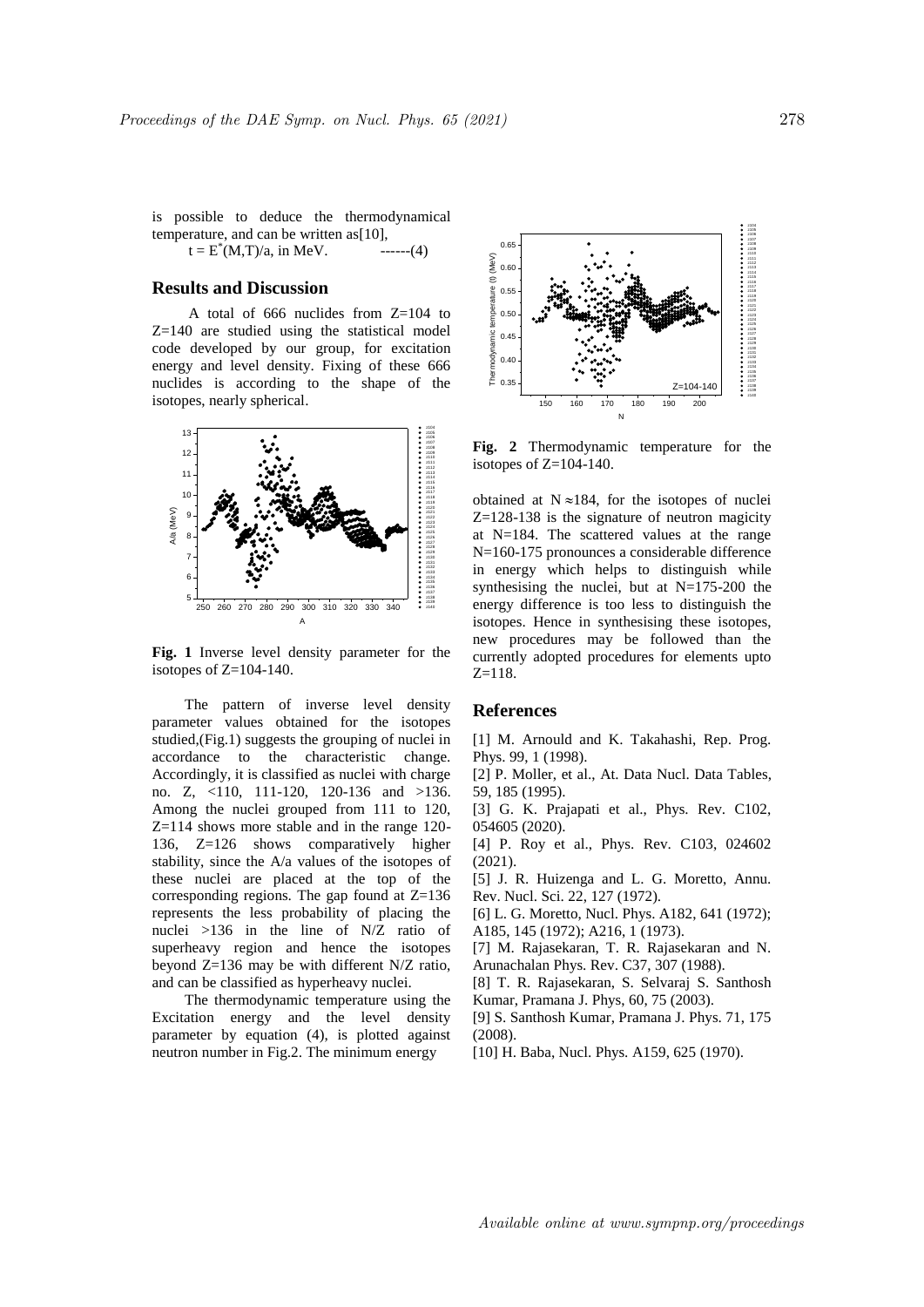is possible to deduce the thermodynamical temperature, and can be written as[10],

$$t = E^*(M,T)/a, \text{ in MeV.} \quad \text{------(4)}$$

## Results and Discussion

A total of 666 nuclides from Z=104 to Z=140 are studied using the statistical model code developed by our group, for excitation energy and level density. Fixing of these 666 nuclides is according to the shape of the isotopes, nearly spherical.

A/a (MeV)
13
12
11
10
9
8
7
6
5
250 260 270 280 290 300 310 320 330 340
A

**Fig. 1** Inverse level density parameter for the isotopes of Z=104-140.

The pattern of inverse level density parameter values obtained for the isotopes studied,(Fig.1) suggests the grouping of nuclei in accordance to the characteristic change. Accordingly, it is classified as nuclei with charge no. Z, <110, 111-120, 120-136 and >136. Among the nuclei grouped from 111 to 120, Z=114 shows more stable and in the range 120-136, Z=126 shows comparatively higher stability, since the A/a values of the isotopes of these nuclei are placed at the top of the corresponding regions. The gap found at Z=136 represents the less probability of placing the nuclei >136 in the line of N/Z ratio of superheavy region and hence the isotopes beyond Z=136 may be with different N/Z ratio, and can be classified as hyperheavy nuclei.

The thermodynamic temperature using the Excitation energy and the level density parameter by equation (4), is plotted against neutron number in Fig.2. The minimum energy

Thermodynamic temperature (t) (MeV)
0.65
0.60
0.55
0.50
0.45
0.40
0.35
Z=104-140
150 160 170 180 190 200
N

**Fig. 2** Thermodynamic temperature for the isotopes of Z=104-140.

obtained at N ≈184, for the isotopes of nuclei Z=128-138 is the signature of neutron magicity at N=184. The scattered values at the range N=160-175 pronounces a considerable difference in energy which helps to distinguish while synthesising the nuclei, but at N=175-200 the energy difference is too less to distinguish the isotopes. Hence in synthesising these isotopes, new procedures may be followed than the currently adopted procedures for elements upto Z=118.

## References

[1] M. Arnould and K. Takahashi, Rep. Prog. Phys. 99, 1 (1998).

[2] P. Moller, et al., At. Data Nucl. Data Tables, 59, 185 (1995).

[3] G. K. Prajapati et al., Phys. Rev. C102, 054605 (2020).

[4] P. Roy et al., Phys. Rev. C103, 024602 (2021).

[5] J. R. Huizenga and L. G. Moretto, Annu. Rev. Nucl. Sci. 22, 127 (1972).

[6] L. G. Moretto, Nucl. Phys. A182, 641 (1972); A185, 145 (1972); A216, 1 (1973).

[7] M. Rajasekaran, T. R. Rajasekaran and N. Arunachalan Phys. Rev. C37, 307 (1988).

[8] T. R. Rajasekaran, S. Selvaraj S. Santhosh Kumar, Pramana J. Phys, 60, 75 (2003).

[9] S. Santhosh Kumar, Pramana J. Phys. 71, 175 (2008).

[10] H. Baba, Nucl. Phys. A159, 625 (1970).